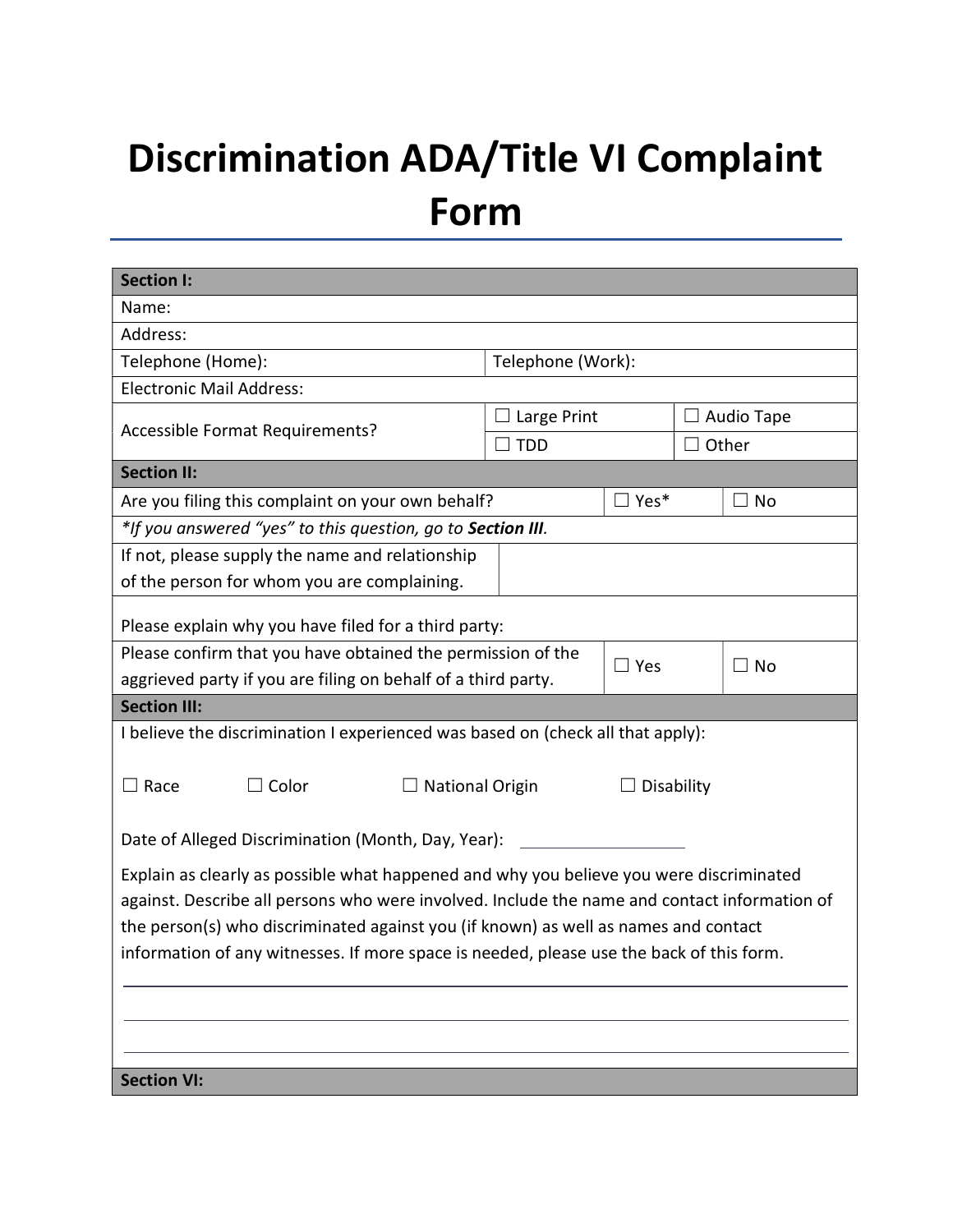# Discrimination ADA/Title VI Complaint Form

| **Section I:** | | | |
|---|---|---|---|
| Name: | | | |
| Address: | | | |
| Telephone (Home): | Telephone (Work): | | |
| Electronic Mail Address: | | | |
| Accessible Format Requirements? | ☐ Large Print | ☐ Audio Tape | |
| | ☐ TDD | ☐ Other | |
| **Section II:** | | | |
| Are you filing this complaint on your own behalf? | ☐ Yes* | ☐ No | |
| *\*If you answered "yes" to this question, go to **Section III**.* | | | |
| If not, please supply the name and relationship of the person for whom you are complaining. | | | |
| Please explain why you have filed for a third party: | | | |
| Please confirm that you have obtained the permission of the aggrieved party if you are filing on behalf of a third party. | ☐ Yes | ☐ No | |
| **Section III:** | | | |

I believe the discrimination I experienced was based on (check all that apply):

☐ Race ☐ Color ☐ National Origin ☐ Disability

Date of Alleged Discrimination (Month, Day, Year): ________________

Explain as clearly as possible what happened and why you believe you were discriminated against. Describe all persons who were involved. Include the name and contact information of the person(s) who discriminated against you (if known) as well as names and contact information of any witnesses. If more space is needed, please use the back of this form.

______________________________________________________________________

______________________________________________________________________

______________________________________________________________________

**Section VI:**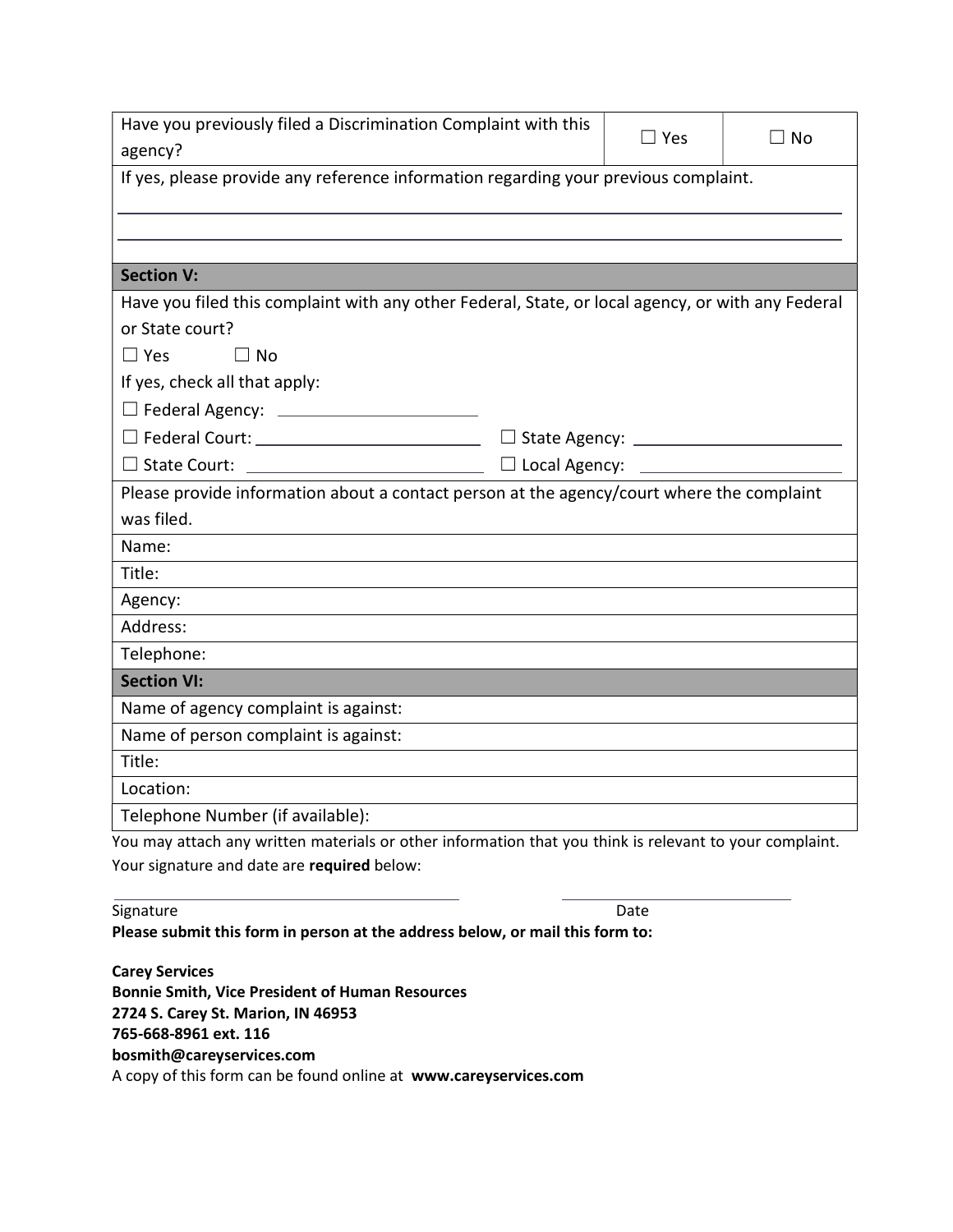| | | |
|---|---|---|
| Have you previously filed a Discrimination Complaint with this agency? | ☐ Yes | ☐ No |
| If yes, please provide any reference information regarding your previous complaint. | | |

______________________________________________________________________________

______________________________________________________________________________

**Section V:**

Have you filed this complaint with any other Federal, State, or local agency, or with any Federal or State court?

☐ Yes ☐ No

If yes, check all that apply:

☐ Federal Agency: ____________________

☐ Federal Court: ____________________ ☐ State Agency: ____________________

☐ State Court: ____________________ ☐ Local Agency: ____________________

Please provide information about a contact person at the agency/court where the complaint was filed.

Name:

Title:

Agency:

Address:

Telephone:

**Section VI:**

Name of agency complaint is against:

Name of person complaint is against:

Title:

Location:

Telephone Number (if available):

You may attach any written materials or other information that you think is relevant to your complaint.

Your signature and date are **required** below:

______________________________ ______________________

Signature Date

**Please submit this form in person at the address below, or mail this form to:**

**Carey Services**
**Bonnie Smith, Vice President of Human Resources**
**2724 S. Carey St. Marion, IN 46953**
**765-668-8961 ext. 116**
**bosmith@careyservices.com**

A copy of this form can be found online at **www.careyservices.com**